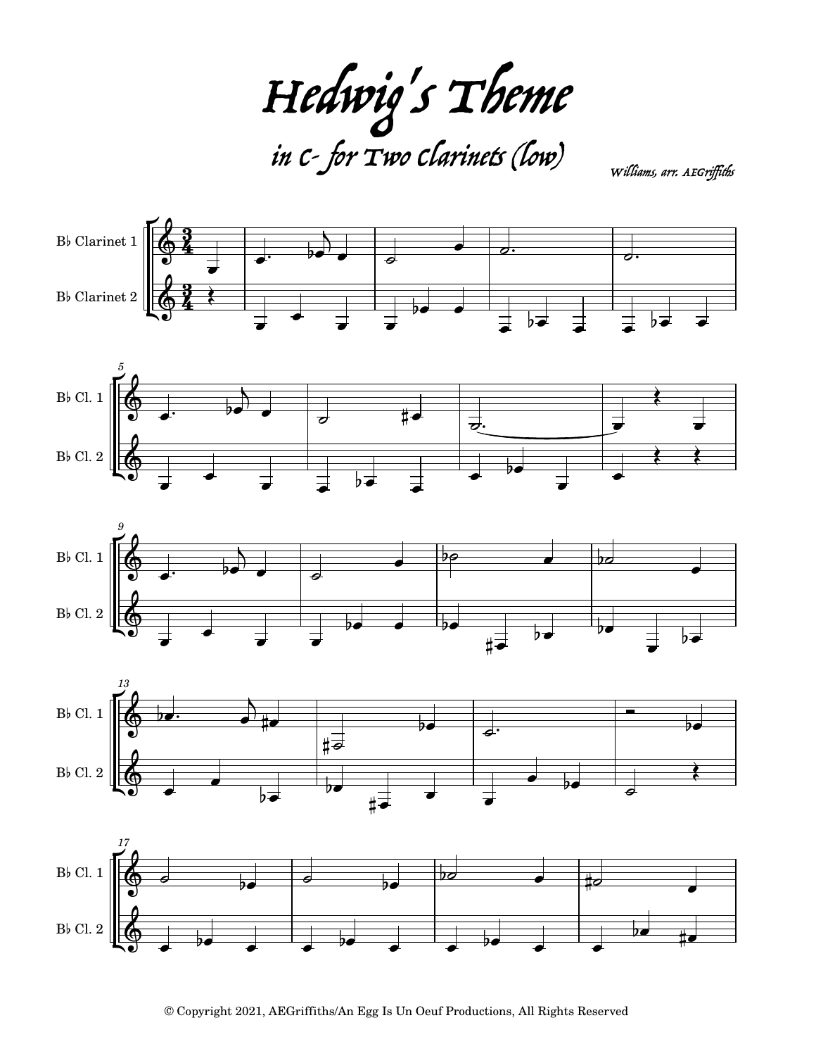# Hedwig's Theme

## in C- for Two Clarinets (low)

Williams, arr. AEGriffiths

Bb Clarinet 1

Bb Clarinet 2

© Copyright 2021, AEGriffiths/An Egg Is Un Oeuf Productions, All Rights Reserved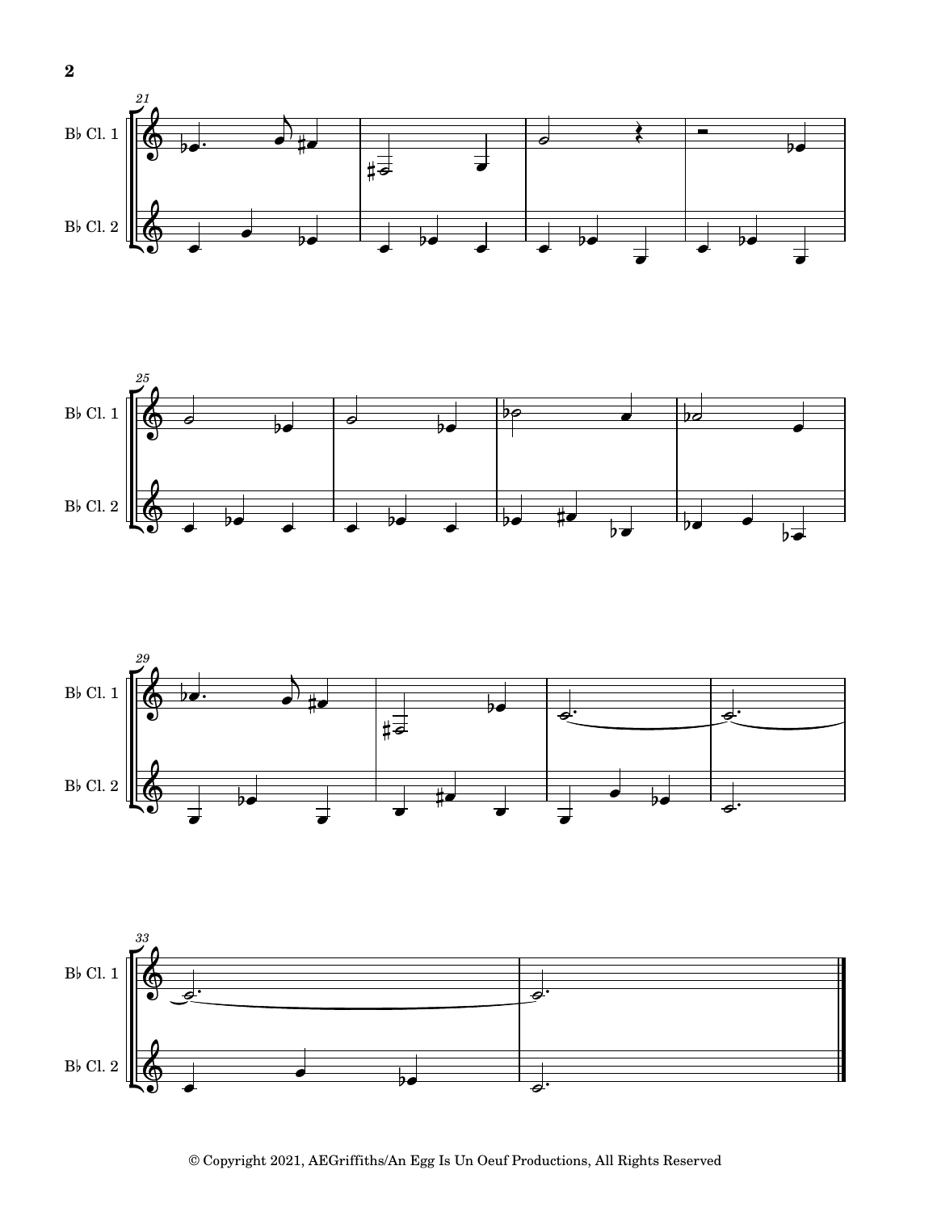© Copyright 2021, AEGriffiths/An Egg Is Un Oeuf Productions, All Rights Reserved